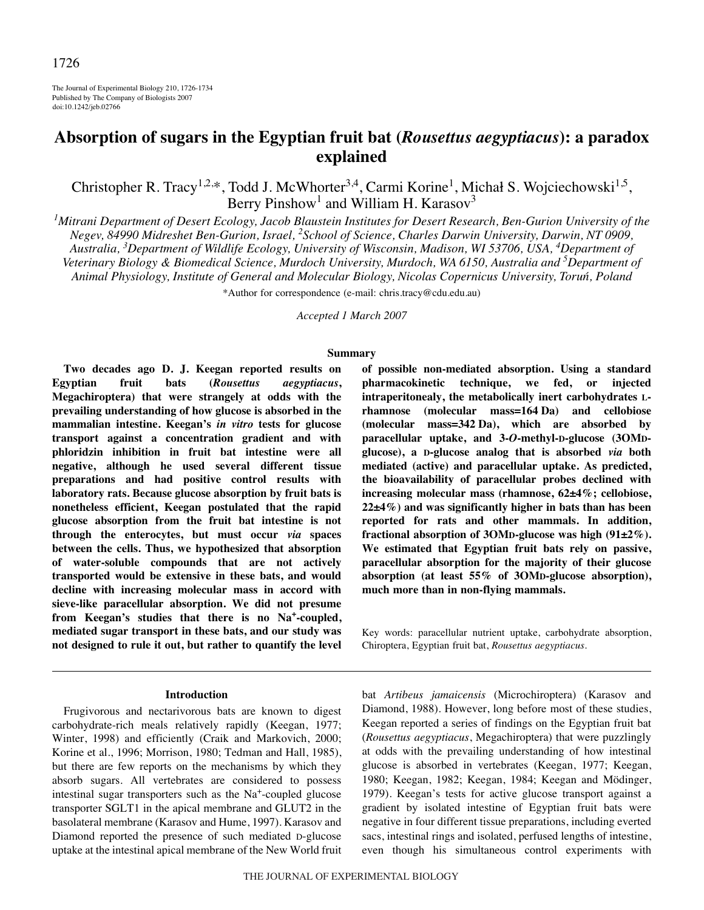The Journal of Experimental Biology 210, 1726-1734
Published by The Company of Biologists 2007
doi:10.1242/jeb.02766

# Absorption of sugars in the Egyptian fruit bat (*Rousettus aegyptiacus*): a paradox explained

Christopher R. Tracy[1,2,*], Todd J. McWhorter[3,4], Carmi Korine[1], Michał S. Wojciechowski[1,5], Berry Pinshow[1] and William H. Karasov[3]

[1]Mitrani Department of Desert Ecology, Jacob Blaustein Institutes for Desert Research, Ben-Gurion University of the Negev, 84990 Midreshet Ben-Gurion, Israel, [2]School of Science, Charles Darwin University, Darwin, NT 0909, Australia, [3]Department of Wildlife Ecology, University of Wisconsin, Madison, WI 53706, USA, [4]Department of Veterinary Biology & Biomedical Science, Murdoch University, Murdoch, WA 6150, Australia and [5]Department of Animal Physiology, Institute of General and Molecular Biology, Nicolas Copernicus University, Toruń, Poland

*Author for correspondence (e-mail: chris.tracy@cdu.edu.au)

*Accepted 1 March 2007*

## Summary

**Two decades ago D. J. Keegan reported results on Egyptian fruit bats (*Rousettus aegyptiacus*, Megachiroptera) that were strangely at odds with the prevailing understanding of how glucose is absorbed in the mammalian intestine. Keegan's *in vitro* tests for glucose transport against a concentration gradient and with phloridzin inhibition in fruit bat intestine were all negative, although he used several different tissue preparations and had positive control results with laboratory rats. Because glucose absorption by fruit bats is nonetheless efficient, Keegan postulated that the rapid glucose absorption from the fruit bat intestine is not through the enterocytes, but must occur *via* spaces between the cells. Thus, we hypothesized that absorption of water-soluble compounds that are not actively transported would be extensive in these bats, and would decline with increasing molecular mass in accord with sieve-like paracellular absorption. We did not presume from Keegan's studies that there is no $Na^+$-coupled, mediated sugar transport in these bats, and our study was not designed to rule it out, but rather to quantify the level of possible non-mediated absorption. Using a standard pharmacokinetic technique, we fed, or injected intraperitonealy, the metabolically inert carbohydrates L-rhamnose (molecular mass=164 Da) and cellobiose (molecular mass=342 Da), which are absorbed by paracellular uptake, and 3-*O*-methyl-D-glucose (3OMD-glucose), a D-glucose analog that is absorbed *via* both mediated (active) and paracellular uptake. As predicted, the bioavailability of paracellular probes declined with increasing molecular mass (rhamnose, 62±4%; cellobiose, 22±4%) and was significantly higher in bats than has been reported for rats and other mammals. In addition, fractional absorption of 3OMD-glucose was high (91±2%). We estimated that Egyptian fruit bats rely on passive, paracellular absorption for the majority of their glucose absorption (at least 55% of 3OMD-glucose absorption), much more than in non-flying mammals.**

Key words: paracellular nutrient uptake, carbohydrate absorption, Chiroptera, Egyptian fruit bat, *Rousettus aegyptiacus*.

## Introduction

Frugivorous and nectarivorous bats are known to digest carbohydrate-rich meals relatively rapidly (Keegan, 1977; Winter, 1998) and efficiently (Craik and Markovich, 2000; Korine et al., 1996; Morrison, 1980; Tedman and Hall, 1985), but there are few reports on the mechanisms by which they absorb sugars. All vertebrates are considered to possess intestinal sugar transporters such as the $Na^+$-coupled glucose transporter SGLT1 in the apical membrane and GLUT2 in the basolateral membrane (Karasov and Hume, 1997). Karasov and Diamond reported the presence of such mediated D-glucose uptake at the intestinal apical membrane of the New World fruit bat *Artibeus jamaicensis* (Microchiroptera) (Karasov and Diamond, 1988). However, long before most of these studies, Keegan reported a series of findings on the Egyptian fruit bat (*Rousettus aegyptiacus*, Megachiroptera) that were puzzlingly at odds with the prevailing understanding of how intestinal glucose is absorbed in vertebrates (Keegan, 1977; Keegan, 1980; Keegan, 1982; Keegan, 1984; Keegan and Mödinger, 1979). Keegan's tests for active glucose transport against a gradient by isolated intestine of Egyptian fruit bats were negative in four different tissue preparations, including everted sacs, intestinal rings and isolated, perfused lengths of intestine, even though his simultaneous control experiments with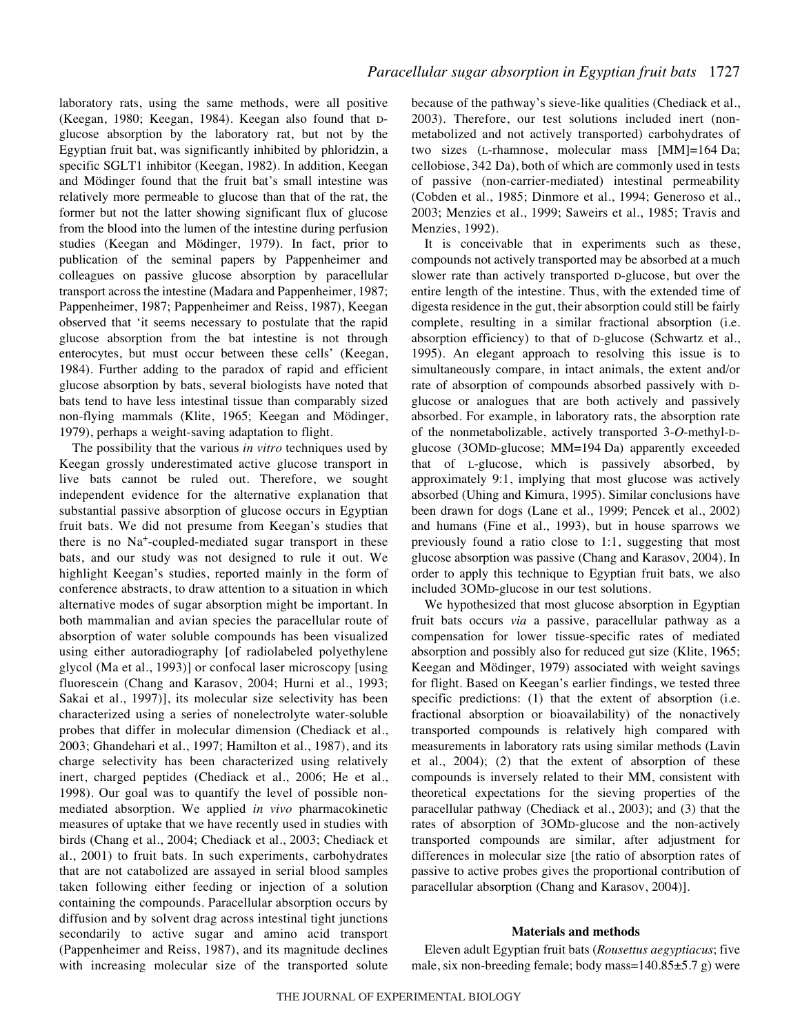laboratory rats, using the same methods, were all positive (Keegan, 1980; Keegan, 1984). Keegan also found that D-glucose absorption by the laboratory rat, but not by the Egyptian fruit bat, was significantly inhibited by phloridzin, a specific SGLT1 inhibitor (Keegan, 1982). In addition, Keegan and Mödinger found that the fruit bat's small intestine was relatively more permeable to glucose than that of the rat, the former but not the latter showing significant flux of glucose from the blood into the lumen of the intestine during perfusion studies (Keegan and Mödinger, 1979). In fact, prior to publication of the seminal papers by Pappenheimer and colleagues on passive glucose absorption by paracellular transport across the intestine (Madara and Pappenheimer, 1987; Pappenheimer, 1987; Pappenheimer and Reiss, 1987), Keegan observed that 'it seems necessary to postulate that the rapid glucose absorption from the bat intestine is not through enterocytes, but must occur between these cells' (Keegan, 1984). Further adding to the paradox of rapid and efficient glucose absorption by bats, several biologists have noted that bats tend to have less intestinal tissue than comparably sized non-flying mammals (Klite, 1965; Keegan and Mödinger, 1979), perhaps a weight-saving adaptation to flight.

The possibility that the various *in vitro* techniques used by Keegan grossly underestimated active glucose transport in live bats cannot be ruled out. Therefore, we sought independent evidence for the alternative explanation that substantial passive absorption of glucose occurs in Egyptian fruit bats. We did not presume from Keegan's studies that there is no $Na^{+}$-coupled-mediated sugar transport in these bats, and our study was not designed to rule it out. We highlight Keegan's studies, reported mainly in the form of conference abstracts, to draw attention to a situation in which alternative modes of sugar absorption might be important. In both mammalian and avian species the paracellular route of absorption of water soluble compounds has been visualized using either autoradiography [of radiolabeled polyethylene glycol (Ma et al., 1993)] or confocal laser microscopy [using fluorescein (Chang and Karasov, 2004; Hurni et al., 1993; Sakai et al., 1997)], its molecular size selectivity has been characterized using a series of nonelectrolyte water-soluble probes that differ in molecular dimension (Chediack et al., 2003; Ghandehari et al., 1997; Hamilton et al., 1987), and its charge selectivity has been characterized using relatively inert, charged peptides (Chediack et al., 2006; He et al., 1998). Our goal was to quantify the level of possible non-mediated absorption. We applied *in vivo* pharmacokinetic measures of uptake that we have recently used in studies with birds (Chang et al., 2004; Chediack et al., 2003; Chediack et al., 2001) to fruit bats. In such experiments, carbohydrates that are not catabolized are assayed in serial blood samples taken following either feeding or injection of a solution containing the compounds. Paracellular absorption occurs by diffusion and by solvent drag across intestinal tight junctions secondarily to active sugar and amino acid transport (Pappenheimer and Reiss, 1987), and its magnitude declines with increasing molecular size of the transported solute because of the pathway's sieve-like qualities (Chediack et al., 2003). Therefore, our test solutions included inert (non-metabolized and not actively transported) carbohydrates of two sizes (L-rhamnose, molecular mass [MM]=164 Da; cellobiose, 342 Da), both of which are commonly used in tests of passive (non-carrier-mediated) intestinal permeability (Cobden et al., 1985; Dinmore et al., 1994; Generoso et al., 2003; Menzies et al., 1999; Saweirs et al., 1985; Travis and Menzies, 1992).

It is conceivable that in experiments such as these, compounds not actively transported may be absorbed at a much slower rate than actively transported D-glucose, but over the entire length of the intestine. Thus, with the extended time of digesta residence in the gut, their absorption could still be fairly complete, resulting in a similar fractional absorption (i.e. absorption efficiency) to that of D-glucose (Schwartz et al., 1995). An elegant approach to resolving this issue is to simultaneously compare, in intact animals, the extent and/or rate of absorption of compounds absorbed passively with D-glucose or analogues that are both actively and passively absorbed. For example, in laboratory rats, the absorption rate of the nonmetabolizable, actively transported 3-*O*-methyl-D-glucose (3OMD-glucose; MM=194 Da) apparently exceeded that of L-glucose, which is passively absorbed, by approximately 9:1, implying that most glucose was actively absorbed (Uhing and Kimura, 1995). Similar conclusions have been drawn for dogs (Lane et al., 1999; Pencek et al., 2002) and humans (Fine et al., 1993), but in house sparrows we previously found a ratio close to 1:1, suggesting that most glucose absorption was passive (Chang and Karasov, 2004). In order to apply this technique to Egyptian fruit bats, we also included 3OMD-glucose in our test solutions.

We hypothesized that most glucose absorption in Egyptian fruit bats occurs *via* a passive, paracellular pathway as a compensation for lower tissue-specific rates of mediated absorption and possibly also for reduced gut size (Klite, 1965; Keegan and Mödinger, 1979) associated with weight savings for flight. Based on Keegan's earlier findings, we tested three specific predictions: (1) that the extent of absorption (i.e. fractional absorption or bioavailability) of the nonactively transported compounds is relatively high compared with measurements in laboratory rats using similar methods (Lavin et al., 2004); (2) that the extent of absorption of these compounds is inversely related to their MM, consistent with theoretical expectations for the sieving properties of the paracellular pathway (Chediack et al., 2003); and (3) that the rates of absorption of 3OMD-glucose and the non-actively transported compounds are similar, after adjustment for differences in molecular size [the ratio of absorption rates of passive to active probes gives the proportional contribution of paracellular absorption (Chang and Karasov, 2004)].

## Materials and methods

Eleven adult Egyptian fruit bats (*Rousettus aegyptiacus*; five male, six non-breeding female; body mass=140.85±5.7 g) were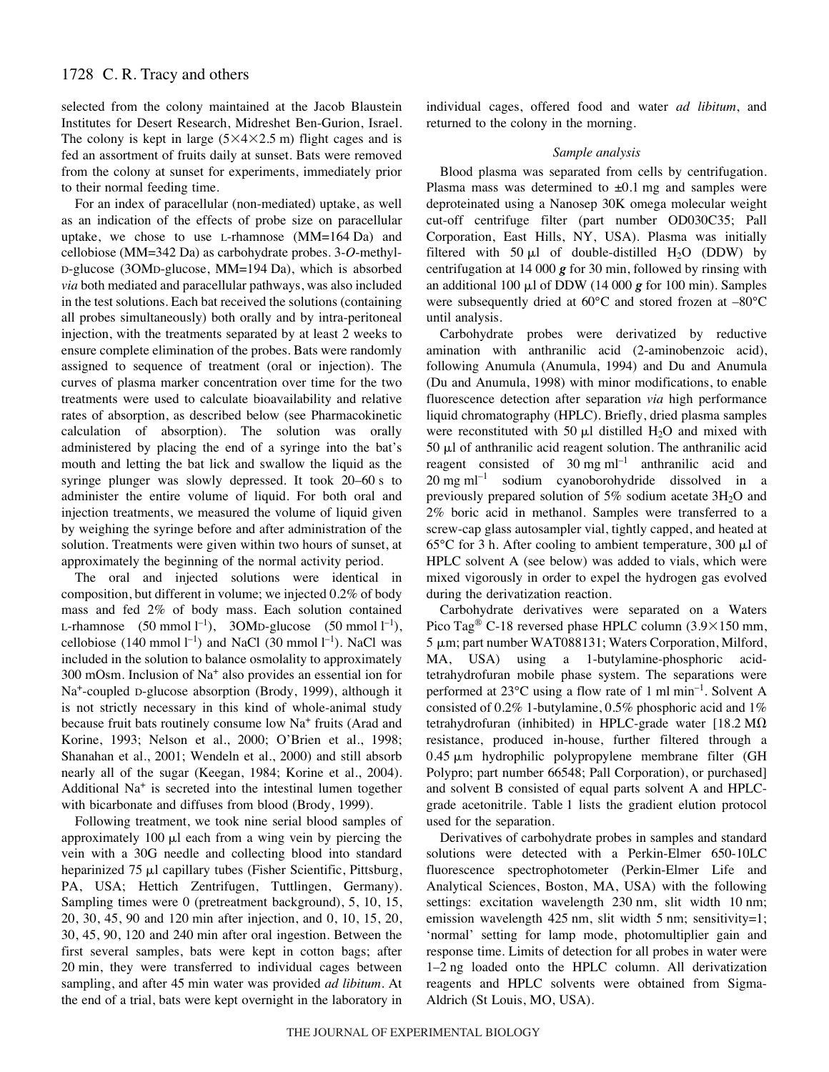selected from the colony maintained at the Jacob Blaustein Institutes for Desert Research, Midreshet Ben-Gurion, Israel. The colony is kept in large (5×4×2.5 m) flight cages and is fed an assortment of fruits daily at sunset. Bats were removed from the colony at sunset for experiments, immediately prior to their normal feeding time.

For an index of paracellular (non-mediated) uptake, as well as an indication of the effects of probe size on paracellular uptake, we chose to use L-rhamnose (MM=164 Da) and cellobiose (MM=342 Da) as carbohydrate probes. 3-*O*-methyl-D-glucose (3OMD-glucose, MM=194 Da), which is absorbed *via* both mediated and paracellular pathways, was also included in the test solutions. Each bat received the solutions (containing all probes simultaneously) both orally and by intra-peritoneal injection, with the treatments separated by at least 2 weeks to ensure complete elimination of the probes. Bats were randomly assigned to sequence of treatment (oral or injection). The curves of plasma marker concentration over time for the two treatments were used to calculate bioavailability and relative rates of absorption, as described below (see Pharmacokinetic calculation of absorption). The solution was orally administered by placing the end of a syringe into the bat's mouth and letting the bat lick and swallow the liquid as the syringe plunger was slowly depressed. It took 20–60 s to administer the entire volume of liquid. For both oral and injection treatments, we measured the volume of liquid given by weighing the syringe before and after administration of the solution. Treatments were given within two hours of sunset, at approximately the beginning of the normal activity period.

The oral and injected solutions were identical in composition, but different in volume; we injected 0.2% of body mass and fed 2% of body mass. Each solution contained L-rhamnose (50 mmol $l^{-1}$), 3OMD-glucose (50 mmol $l^{-1}$), cellobiose (140 mmol $l^{-1}$) and NaCl (30 mmol $l^{-1}$). NaCl was included in the solution to balance osmolality to approximately 300 mOsm. Inclusion of $Na^+$ also provides an essential ion for $Na^+$-coupled D-glucose absorption (Brody, 1999), although it is not strictly necessary in this kind of whole-animal study because fruit bats routinely consume low $Na^+$ fruits (Arad and Korine, 1993; Nelson et al., 2000; O'Brien et al., 1998; Shanahan et al., 2001; Wendeln et al., 2000) and still absorb nearly all of the sugar (Keegan, 1984; Korine et al., 2004). Additional $Na^+$ is secreted into the intestinal lumen together with bicarbonate and diffuses from blood (Brody, 1999).

Following treatment, we took nine serial blood samples of approximately 100 µl each from a wing vein by piercing the vein with a 30G needle and collecting blood into standard heparinized 75 µl capillary tubes (Fisher Scientific, Pittsburg, PA, USA; Hettich Zentrifugen, Tuttlingen, Germany). Sampling times were 0 (pretreatment background), 5, 10, 15, 20, 30, 45, 90 and 120 min after injection, and 0, 10, 15, 20, 30, 45, 90, 120 and 240 min after oral ingestion. Between the first several samples, bats were kept in cotton bags; after 20 min, they were transferred to individual cages between sampling, and after 45 min water was provided *ad libitum*. At the end of a trial, bats were kept overnight in the laboratory in individual cages, offered food and water *ad libitum*, and returned to the colony in the morning.

### *Sample analysis*

Blood plasma was separated from cells by centrifugation. Plasma mass was determined to ±0.1 mg and samples were deproteinated using a Nanosep 30K omega molecular weight cut-off centrifuge filter (part number OD030C35; Pall Corporation, East Hills, NY, USA). Plasma was initially filtered with 50 µl of double-distilled $H_2O$ (DDW) by centrifugation at 14 000 ***g*** for 30 min, followed by rinsing with an additional 100 µl of DDW (14 000 ***g*** for 100 min). Samples were subsequently dried at 60°C and stored frozen at –80°C until analysis.

Carbohydrate probes were derivatized by reductive amination with anthranilic acid (2-aminobenzoic acid), following Anumula (Anumula, 1994) and Du and Anumula (Du and Anumula, 1998) with minor modifications, to enable fluorescence detection after separation *via* high performance liquid chromatography (HPLC). Briefly, dried plasma samples were reconstituted with 50 µl distilled $H_2O$ and mixed with 50 µl of anthranilic acid reagent solution. The anthranilic acid reagent consisted of 30 mg $ml^{-1}$ anthranilic acid and 20 mg $ml^{-1}$ sodium cyanoborohydride dissolved in a previously prepared solution of 5% sodium acetate $3H_2O$ and 2% boric acid in methanol. Samples were transferred to a screw-cap glass autosampler vial, tightly capped, and heated at 65°C for 3 h. After cooling to ambient temperature, 300 µl of HPLC solvent A (see below) was added to vials, which were mixed vigorously in order to expel the hydrogen gas evolved during the derivatization reaction.

Carbohydrate derivatives were separated on a Waters Pico Tag® C-18 reversed phase HPLC column (3.9×150 mm, 5 µm; part number WAT088131; Waters Corporation, Milford, MA, USA) using a 1-butylamine-phosphoric acid-tetrahydrofuran mobile phase system. The separations were performed at 23°C using a flow rate of 1 ml $min^{-1}$. Solvent A consisted of 0.2% 1-butylamine, 0.5% phosphoric acid and 1% tetrahydrofuran (inhibited) in HPLC-grade water [18.2 MΩ resistance, produced in-house, further filtered through a 0.45 µm hydrophilic polypropylene membrane filter (GH Polypro; part number 66548; Pall Corporation), or purchased] and solvent B consisted of equal parts solvent A and HPLC-grade acetonitrile. Table 1 lists the gradient elution protocol used for the separation.

Derivatives of carbohydrate probes in samples and standard solutions were detected with a Perkin-Elmer 650-10LC fluorescence spectrophotometer (Perkin-Elmer Life and Analytical Sciences, Boston, MA, USA) with the following settings: excitation wavelength 230 nm, slit width 10 nm; emission wavelength 425 nm, slit width 5 nm; sensitivity=1; 'normal' setting for lamp mode, photomultiplier gain and response time. Limits of detection for all probes in water were 1–2 ng loaded onto the HPLC column. All derivatization reagents and HPLC solvents were obtained from Sigma-Aldrich (St Louis, MO, USA).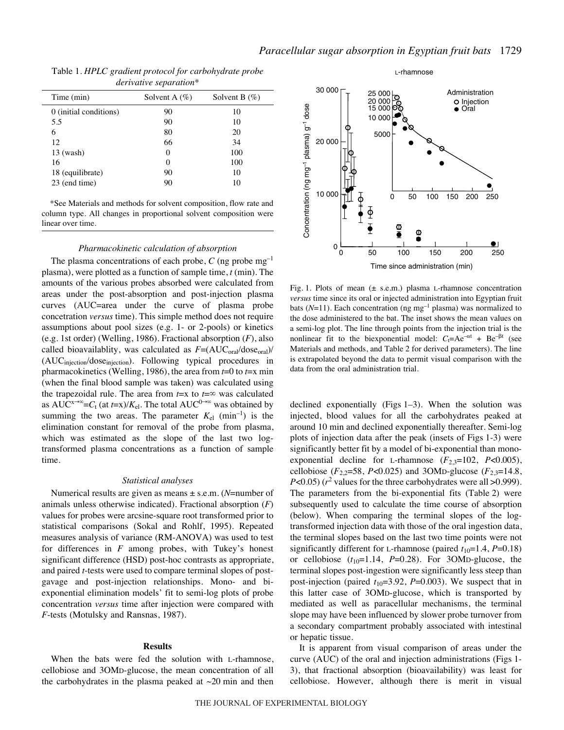Table 1. *HPLC gradient protocol for carbohydrate probe derivative separation**

| Time (min) | Solvent A (%) | Solvent B (%) |
|---|---|---|
| 0 (initial conditions) | 90 | 10 |
| 5.5 | 90 | 10 |
| 6 | 80 | 20 |
| 12 | 66 | 34 |
| 13 (wash) | 0 | 100 |
| 16 | 0 | 100 |
| 18 (equilibrate) | 90 | 10 |
| 23 (end time) | 90 | 10 |

*See Materials and methods for solvent composition, flow rate and column type. All changes in proportional solvent composition were linear over time.

### *Pharmacokinetic calculation of absorption*

The plasma concentrations of each probe, $C$ (ng probe $mg^{-1}$ plasma), were plotted as a function of sample time, $t$ (min). The amounts of the various probes absorbed were calculated from areas under the post-absorption and post-injection plasma curves (AUC=area under the curve of plasma probe concetration *versus* time). This simple method does not require assumptions about pool sizes (e.g. 1- or 2-pools) or kinetics (e.g. 1st order) (Welling, 1986). Fractional absorption ($F$), also called bioavailablity, was calculated as $F$=($AUC_{oral}/dose_{oral}$)/($AUC_{injection}/dose_{injection}$). Following typical procedures in pharmacokinetics (Welling, 1986), the area from $t$=0 to $t$=x min (when the final blood sample was taken) was calculated using the trapezoidal rule. The area from $t$=x to $t$=∞ was calculated as $AUC^{x\rightarrow\infty}=C_t$ (at $t$=x)/$K_{el}$. The total $AUC^{0\rightarrow\infty}$ was obtained by summing the two areas. The parameter $K_{el}$ ($min^{-1}$) is the elimination constant for removal of the probe from plasma, which was estimated as the slope of the last two log-transformed plasma concentrations as a function of sample time.

### *Statistical analyses*

Numerical results are given as means ± s.e.m. ($N$=number of animals unless otherwise indicated). Fractional absorption ($F$) values for probes were arcsine-square root transformed prior to statistical comparisons (Sokal and Rohlf, 1995). Repeated measures analysis of variance (RM-ANOVA) was used to test for differences in $F$ among probes, with Tukey's honest significant difference (HSD) post-hoc contrasts as appropriate, and paired $t$-tests were used to compare terminal slopes of post-gavage and post-injection relationships. Mono- and bi-exponential elimination models' fit to semi-log plots of probe concentration *versus* time after injection were compared with $F$-tests (Motulsky and Ransnas, 1987).

## Results

When the bats were fed the solution with L-rhamnose, cellobiose and 3OMD-glucose, the mean concentration of all the carbohydrates in the plasma peaked at ~20 min and then declined exponentially (Figs 1–3). When the solution was injected, blood values for all the carbohydrates peaked at around 10 min and declined exponentially thereafter. Semi-log plots of injection data after the peak (insets of Figs 1-3) were significantly better fit by a model of bi-exponential than mono-exponential decline for L-rhamnose ($F_{2,3}$=102, $P$<0.005), cellobiose ($F_{2,2}$=58, $P$<0.025) and 3OMD-glucose ($F_{2,3}$=14.8, $P$<0.05) ($r^2$ values for the three carbohydrates were all >0.999). The parameters from the bi-exponential fits (Table 2) were subsequently used to calculate the time course of absorption (below). When comparing the terminal slopes of the log-transformed injection data with those of the oral ingestion data, the terminal slopes based on the last two time points were not significantly different for L-rhamnose (paired $t_{10}$=1.4, $P$=0.18) or cellobiose ($t_{10}$=1.14, $P$=0.28). For 3OMD-glucose, the terminal slopes post-ingestion were significantly less steep than post-injection (paired $t_{10}$=3.92, $P$=0.003). We suspect that in this latter case of 3OMD-glucose, which is transported by mediated as well as paracellular mechanisms, the terminal slope may have been influenced by slower probe turnover from a secondary compartment probably associated with intestinal or hepatic tissue.

It is apparent from visual comparison of areas under the curve (AUC) of the oral and injection administrations (Figs 1-3), that fractional absorption (bioavailability) was least for cellobiose. However, although there is merit in visual

Fig. 1. Plots of mean (± s.e.m.) plasma L-rhamnose concentration *versus* time since its oral or injected administration into Egyptian fruit bats ($N$=11). Each concentration (ng $mg^{-1}$ plasma) was normalized to the dose administered to the bat. The inset shows the mean values on a semi-log plot. The line through points from the injection trial is the nonlinear fit to the biexponential model: $C_t=Ae^{-\alpha t}+Be^{-\beta t}$ (see Materials and methods, and Table 2 for derived parameters). The line is extrapolated beyond the data to permit visual comparison with the data from the oral administration trial.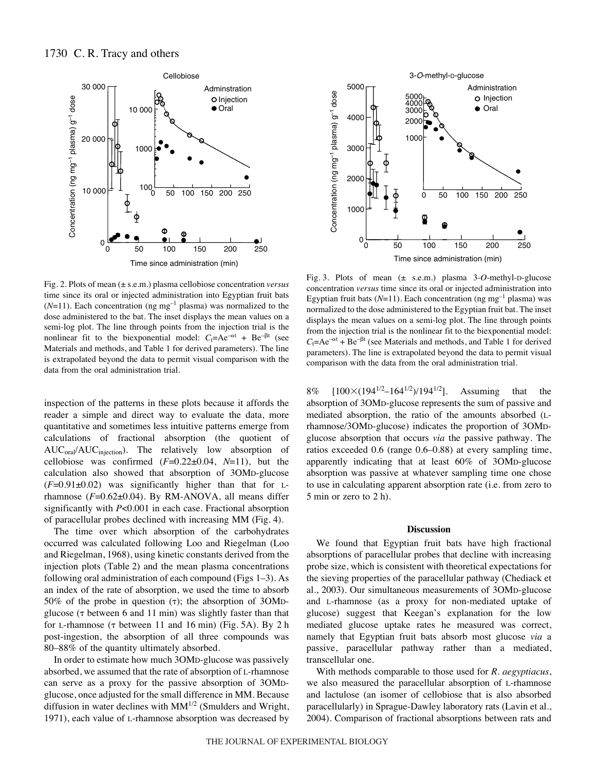Fig. 2. Plots of mean (± s.e.m.) plasma cellobiose concentration *versus* time since its oral or injected administration into Egyptian fruit bats ($N$=11). Each concentration (ng mg$^{-1}$ plasma) was normalized to the dose administered to the bat. The inset displays the mean values on a semi-log plot. The line through points from the injection trial is the nonlinear fit to the biexponential model: $C_t$=Ae$^{-\alpha t}$ + Be$^{-\beta t}$ (see Materials and methods, and Table 1 for derived parameters). The line is extrapolated beyond the data to permit visual comparison with the data from the oral administration trial.

Fig. 3. Plots of mean (± s.e.m.) plasma 3-*O*-methyl-D-glucose concentration *versus* time since its oral or injected administration into Egyptian fruit bats ($N$=11). Each concentration (ng mg$^{-1}$ plasma) was normalized to the dose administered to the Egyptian fruit bat. The inset displays the mean values on a semi-log plot. The line through points from the injection trial is the nonlinear fit to the biexponential model: $C_t$=Ae$^{-\alpha t}$ + Be$^{-\beta t}$ (see Materials and methods, and Table 1 for derived parameters). The line is extrapolated beyond the data to permit visual comparison with the data from the oral administration trial.

inspection of the patterns in these plots because it affords the reader a simple and direct way to evaluate the data, more quantitative and sometimes less intuitive patterns emerge from calculations of fractional absorption (the quotient of $AUC_{oral}/AUC_{injection}$). The relatively low absorption of cellobiose was confirmed ($F$=0.22±0.04, $N$=11), but the calculation also showed that absorption of 3OMD-glucose ($F$=0.91±0.02) was significantly higher than that for L-rhamnose ($F$=0.62±0.04). By RM-ANOVA, all means differ significantly with $P$<0.001 in each case. Fractional absorption of paracellular probes declined with increasing MM (Fig. 4).

The time over which absorption of the carbohydrates occurred was calculated following Loo and Riegelman (Loo and Riegelman, 1968), using kinetic constants derived from the injection plots (Table 2) and the mean plasma concentrations following oral administration of each compound (Figs 1–3). As an index of the rate of absorption, we used the time to absorb 50% of the probe in question ($\tau$); the absorption of 3OMD-glucose ($\tau$ between 6 and 11 min) was slightly faster than that for L-rhamnose ($\tau$ between 11 and 16 min) (Fig. 5A). By 2 h post-ingestion, the absorption of all three compounds was 80–88% of the quantity ultimately absorbed.

In order to estimate how much 3OMD-glucose was passively absorbed, we assumed that the rate of absorption of L-rhamnose can serve as a proxy for the passive absorption of 3OMD-glucose, once adjusted for the small difference in MM. Because diffusion in water declines with MM$^{1/2}$ (Smulders and Wright, 1971), each value of L-rhamnose absorption was decreased by 8% $[100\times(194^{1/2}-164^{1/2})/194^{1/2}]$. Assuming that the absorption of 3OMD-glucose represents the sum of passive and mediated absorption, the ratio of the amounts absorbed (L-rhamnose/3OMD-glucose) indicates the proportion of 3OMD-glucose absorption that occurs *via* the passive pathway. The ratios exceeded 0.6 (range 0.6–0.88) at every sampling time, apparently indicating that at least 60% of 3OMD-glucose absorption was passive at whatever sampling time one chose to use in calculating apparent absorption rate (i.e. from zero to 5 min or zero to 2 h).

## Discussion

We found that Egyptian fruit bats have high fractional absorptions of paracellular probes that decline with increasing probe size, which is consistent with theoretical expectations for the sieving properties of the paracellular pathway (Chediack et al., 2003). Our simultaneous measurements of 3OMD-glucose and L-rhamnose (as a proxy for non-mediated uptake of glucose) suggest that Keegan's explanation for the low mediated glucose uptake rates he measured was correct, namely that Egyptian fruit bats absorb most glucose *via* a passive, paracellular pathway rather than a mediated, transcellular one.

With methods comparable to those used for *R. aegyptiacus*, we also measured the paracellular absorption of L-rhamnose and lactulose (an isomer of cellobiose that is also absorbed paracellularly) in Sprague-Dawley laboratory rats (Lavin et al., 2004). Comparison of fractional absorptions between rats and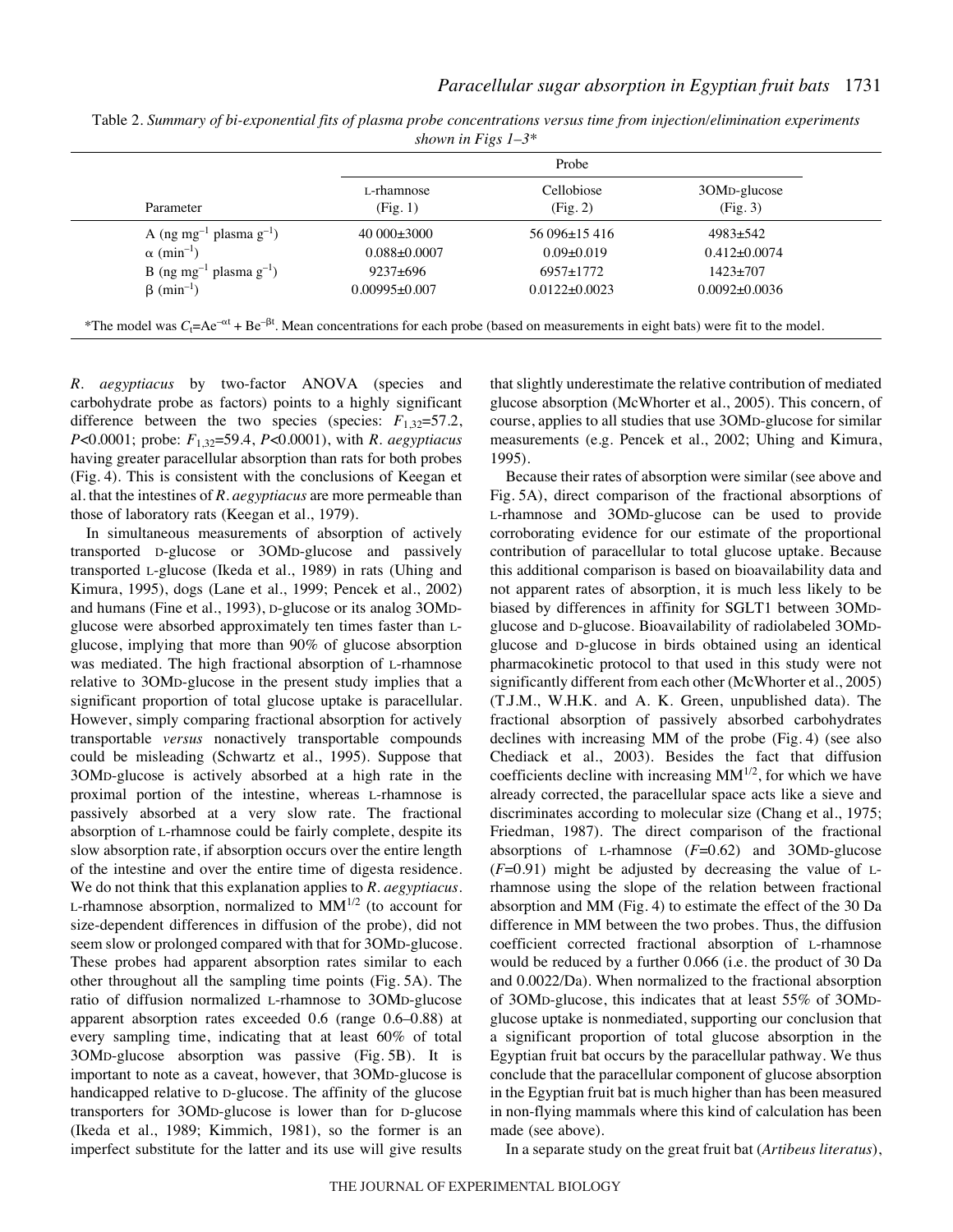Table 2. *Summary of bi-exponential fits of plasma probe concentrations versus time from injection/elimination experiments shown in Figs 1–3**

| Parameter | Probe | | |
|---|---|---|---|
| | L-rhamnose (Fig. 1) | Cellobiose (Fig. 2) | 3OMD-glucose (Fig. 3) |
| A (ng $mg^{-1}$ plasma $g^{-1}$) | 40 000±3000 | 56 096±15 416 | 4983±542 |
| $\alpha$ ($min^{-1}$) | 0.088±0.0007 | 0.09±0.019 | 0.412±0.0074 |
| B (ng $mg^{-1}$ plasma $g^{-1}$) | 9237±696 | 6957±1772 | 1423±707 |
| $\beta$ ($min^{-1}$) | 0.00995±0.007 | 0.0122±0.0023 | 0.0092±0.0036 |

*The model was $C_t = Ae^{-\alpha t} + Be^{-\beta t}$. Mean concentrations for each probe (based on measurements in eight bats) were fit to the model.

*R. aegyptiacus* by two-factor ANOVA (species and carbohydrate probe as factors) points to a highly significant difference between the two species (species: $F_{1,32}=57.2$, $P<0.0001$; probe: $F_{1,32}=59.4$, $P<0.0001$), with *R. aegyptiacus* having greater paracellular absorption than rats for both probes (Fig. 4). This is consistent with the conclusions of Keegan et al. that the intestines of *R. aegyptiacus* are more permeable than those of laboratory rats (Keegan et al., 1979).

In simultaneous measurements of absorption of actively transported D-glucose or 3OMD-glucose and passively transported L-glucose (Ikeda et al., 1989) in rats (Uhing and Kimura, 1995), dogs (Lane et al., 1999; Pencek et al., 2002) and humans (Fine et al., 1993), D-glucose or its analog 3OMD-glucose were absorbed approximately ten times faster than L-glucose, implying that more than 90% of glucose absorption was mediated. The high fractional absorption of L-rhamnose relative to 3OMD-glucose in the present study implies that a significant proportion of total glucose uptake is paracellular. However, simply comparing fractional absorption for actively transportable *versus* nonactively transportable compounds could be misleading (Schwartz et al., 1995). Suppose that 3OMD-glucose is actively absorbed at a high rate in the proximal portion of the intestine, whereas L-rhamnose is passively absorbed at a very slow rate. The fractional absorption of L-rhamnose could be fairly complete, despite its slow absorption rate, if absorption occurs over the entire length of the intestine and over the entire time of digesta residence. We do not think that this explanation applies to *R. aegyptiacus*. L-rhamnose absorption, normalized to $MM^{1/2}$ (to account for size-dependent differences in diffusion of the probe), did not seem slow or prolonged compared with that for 3OMD-glucose. These probes had apparent absorption rates similar to each other throughout all the sampling time points (Fig. 5A). The ratio of diffusion normalized L-rhamnose to 3OMD-glucose apparent absorption rates exceeded 0.6 (range 0.6–0.88) at every sampling time, indicating that at least 60% of total 3OMD-glucose absorption was passive (Fig. 5B). It is important to note as a caveat, however, that 3OMD-glucose is handicapped relative to D-glucose. The affinity of the glucose transporters for 3OMD-glucose is lower than for D-glucose (Ikeda et al., 1989; Kimmich, 1981), so the former is an imperfect substitute for the latter and its use will give results that slightly underestimate the relative contribution of mediated glucose absorption (McWhorter et al., 2005). This concern, of course, applies to all studies that use 3OMD-glucose for similar measurements (e.g. Pencek et al., 2002; Uhing and Kimura, 1995).

Because their rates of absorption were similar (see above and Fig. 5A), direct comparison of the fractional absorptions of L-rhamnose and 3OMD-glucose can be used to provide corroborating evidence for our estimate of the proportional contribution of paracellular to total glucose uptake. Because this additional comparison is based on bioavailability data and not apparent rates of absorption, it is much less likely to be biased by differences in affinity for SGLT1 between 3OMD-glucose and D-glucose. Bioavailability of radiolabeled 3OMD-glucose and D-glucose in birds obtained using an identical pharmacokinetic protocol to that used in this study were not significantly different from each other (McWhorter et al., 2005) (T.J.M., W.H.K. and A. K. Green, unpublished data). The fractional absorption of passively absorbed carbohydrates declines with increasing MM of the probe (Fig. 4) (see also Chediack et al., 2003). Besides the fact that diffusion coefficients decline with increasing $MM^{1/2}$, for which we have already corrected, the paracellular space acts like a sieve and discriminates according to molecular size (Chang et al., 1975; Friedman, 1987). The direct comparison of the fractional absorptions of L-rhamnose ($F=0.62$) and 3OMD-glucose ($F=0.91$) might be adjusted by decreasing the value of L-rhamnose using the slope of the relation between fractional absorption and MM (Fig. 4) to estimate the effect of the 30 Da difference in MM between the two probes. Thus, the diffusion coefficient corrected fractional absorption of L-rhamnose would be reduced by a further 0.066 (i.e. the product of 30 Da and 0.0022/Da). When normalized to the fractional absorption of 3OMD-glucose, this indicates that at least 55% of 3OMD-glucose uptake is nonmediated, supporting our conclusion that a significant proportion of total glucose absorption in the Egyptian fruit bat occurs by the paracellular pathway. We thus conclude that the paracellular component of glucose absorption in the Egyptian fruit bat is much higher than has been measured in non-flying mammals where this kind of calculation has been made (see above).

In a separate study on the great fruit bat (*Artibeus literatus*),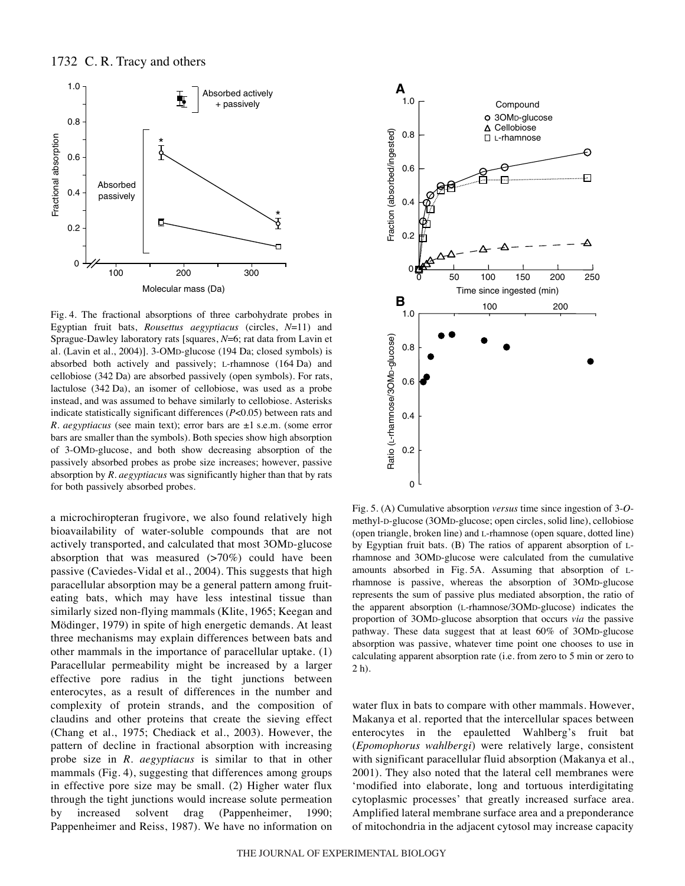Fig. 4. The fractional absorptions of three carbohydrate probes in Egyptian fruit bats, *Rousettus aegyptiacus* (circles, $N$=11) and Sprague-Dawley laboratory rats [squares, $N$=6; rat data from Lavin et al. (Lavin et al., 2004)]. 3-OMD-glucose (194 Da; closed symbols) is absorbed both actively and passively; L-rhamnose (164 Da) and cellobiose (342 Da) are absorbed passively (open symbols). For rats, lactulose (342 Da), an isomer of cellobiose, was used as a probe instead, and was assumed to behave similarly to cellobiose. Asterisks indicate statistically significant differences ($P$<0.05) between rats and *R. aegyptiacus* (see main text); error bars are ±1 s.e.m. (some error bars are smaller than the symbols). Both species show high absorption of 3-OMD-glucose, and both show decreasing absorption of the passively absorbed probes as probe size increases; however, passive absorption by *R. aegyptiacus* was significantly higher than that by rats for both passively absorbed probes.

Fig. 5. (A) Cumulative absorption *versus* time since ingestion of 3-*O*-methyl-D-glucose (3OMD-glucose; open circles, solid line), cellobiose (open triangle, broken line) and L-rhamnose (open square, dotted line) by Egyptian fruit bats. (B) The ratios of apparent absorption of L-rhamnose and 3OMD-glucose were calculated from the cumulative amounts absorbed in Fig. 5A. Assuming that absorption of L-rhamnose is passive, whereas the absorption of 3OMD-glucose represents the sum of passive plus mediated absorption, the ratio of the apparent absorption (L-rhamnose/3OMD-glucose) indicates the proportion of 3OMD-glucose absorption that occurs *via* the passive pathway. These data suggest that at least 60% of 3OMD-glucose absorption was passive, whatever time point one chooses to use in calculating apparent absorption rate (i.e. from zero to 5 min or zero to 2 h).

a microchiropteran frugivore, we also found relatively high bioavailability of water-soluble compounds that are not actively transported, and calculated that most 3OMD-glucose absorption that was measured (>70%) could have been passive (Caviedes-Vidal et al., 2004). This suggests that high paracellular absorption may be a general pattern among fruit-eating bats, which may have less intestinal tissue than similarly sized non-flying mammals (Klite, 1965; Keegan and Mödinger, 1979) in spite of high energetic demands. At least three mechanisms may explain differences between bats and other mammals in the importance of paracellular uptake. (1) Paracellular permeability might be increased by a larger effective pore radius in the tight junctions between enterocytes, as a result of differences in the number and complexity of protein strands, and the composition of claudins and other proteins that create the sieving effect (Chang et al., 1975; Chediack et al., 2003). However, the pattern of decline in fractional absorption with increasing probe size in *R. aegyptiacus* is similar to that in other mammals (Fig. 4), suggesting that differences among groups in effective pore size may be small. (2) Higher water flux through the tight junctions would increase solute permeation by increased solvent drag (Pappenheimer, 1990; Pappenheimer and Reiss, 1987). We have no information on water flux in bats to compare with other mammals. However, Makanya et al. reported that the intercellular spaces between enterocytes in the epauletted Wahlberg's fruit bat (*Epomophorus wahlbergi*) were relatively large, consistent with significant paracellular fluid absorption (Makanya et al., 2001). They also noted that the lateral cell membranes were 'modified into elaborate, long and tortuous interdigitating cytoplasmic processes' that greatly increased surface area. Amplified lateral membrane surface area and a preponderance of mitochondria in the adjacent cytosol may increase capacity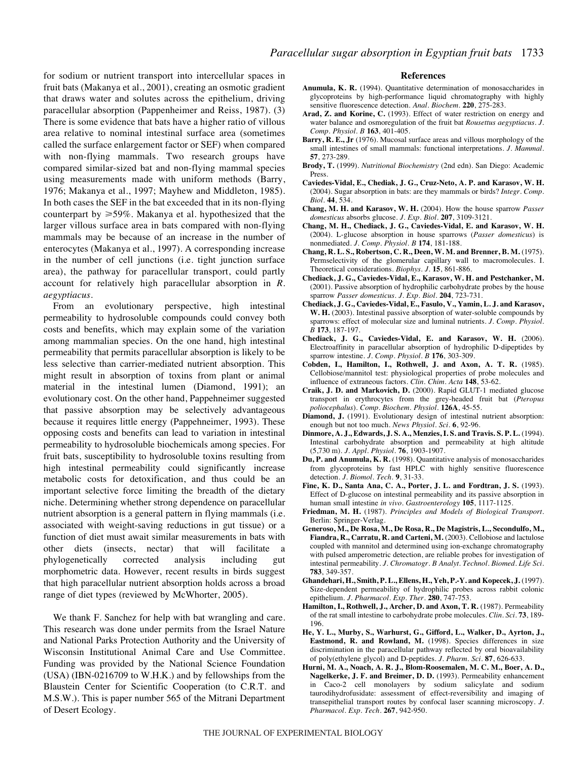for sodium or nutrient transport into intercellular spaces in fruit bats (Makanya et al., 2001), creating an osmotic gradient that draws water and solutes across the epithelium, driving paracellular absorption (Pappenheimer and Reiss, 1987). (3) There is some evidence that bats have a higher ratio of villous area relative to nominal intestinal surface area (sometimes called the surface enlargement factor or SEF) when compared with non-flying mammals. Two research groups have compared similar-sized bat and non-flying mammal species using measurements made with uniform methods (Barry, 1976; Makanya et al., 1997; Mayhew and Middleton, 1985). In both cases the SEF in the bat exceeded that in its non-flying counterpart by ≥59%. Makanya et al. hypothesized that the larger villous surface area in bats compared with non-flying mammals may be because of an increase in the number of enterocytes (Makanya et al., 1997). A corresponding increase in the number of cell junctions (i.e. tight junction surface area), the pathway for paracellular transport, could partly account for relatively high paracellular absorption in *R. aegyptiacus*.

From an evolutionary perspective, high intestinal permeability to hydrosoluble compounds could convey both costs and benefits, which may explain some of the variation among mammalian species. On the one hand, high intestinal permeability that permits paracellular absorption is likely to be less selective than carrier-mediated nutrient absorption. This might result in absorption of toxins from plant or animal material in the intestinal lumen (Diamond, 1991); an evolutionary cost. On the other hand, Pappehneimer suggested that passive absorption may be selectively advantageous because it requires little energy (Pappehneimer, 1993). These opposing costs and benefits can lead to variation in intestinal permeability to hydrosoluble biochemicals among species. For fruit bats, susceptibility to hydrosoluble toxins resulting from high intestinal permeability could significantly increase metabolic costs for detoxification, and thus could be an important selective force limiting the breadth of the dietary niche. Determining whether strong dependence on paracellular nutrient absorption is a general pattern in flying mammals (i.e. associated with weight-saving reductions in gut tissue) or a function of diet must await similar measurements in bats with other diets (insects, nectar) that will facilitate a phylogenetically corrected analysis including gut morphometric data. However, recent results in birds suggest that high paracellular nutrient absorption holds across a broad range of diet types (reviewed by McWhorter, 2005).

We thank F. Sanchez for help with bat wrangling and care. This research was done under permits from the Israel Nature and National Parks Protection Authority and the University of Wisconsin Institutional Animal Care and Use Committee. Funding was provided by the National Science Foundation (USA) (IBN-0216709 to W.H.K.) and by fellowships from the Blaustein Center for Scientific Cooperation (to C.R.T. and M.S.W.). This is paper number 565 of the Mitrani Department of Desert Ecology.

## References

**Anumula, K. R.** (1994). Quantitative determination of monosaccharides in glycoproteins by high-performance liquid chromatography with highly sensitive fluorescence detection. *Anal. Biochem.* **220**, 275-283.

**Arad, Z. and Korine, C.** (1993). Effect of water restriction on energy and water balance and osmoregulation of the fruit bat *Rousettus aegyptiacus*. *J. Comp. Physiol. B* **163**, 401-405.

**Barry, R. E., Jr** (1976). Mucosal surface areas and villous morphology of the small intestines of small mammals: functional interpretations. *J. Mammal.* **57**, 273-289.

**Brody, T.** (1999). *Nutritional Biochemistry* (2nd edn). San Diego: Academic Press.

**Caviedes-Vidal, E., Chediak, J. G., Cruz-Neto, A. P. and Karasov, W. H.** (2004). Sugar absorption in bats: are they mammals or birds? *Integr. Comp. Biol.* **44**, 534.

**Chang, M. H. and Karasov, W. H.** (2004). How the house sparrow *Passer domesticus* absorbs glucose. *J. Exp. Biol.* **207**, 3109-3121.

**Chang, M. H., Chediack, J. G., Caviedes-Vidal, E. and Karasov, W. H.** (2004). L-glucose absorption in house sparrows (*Passer domesticus*) is nonmediated. *J. Comp. Physiol. B* **174**, 181-188.

**Chang, R. L. S., Robertson, C. R., Deen, W. M. and Brenner, B. M.** (1975). Permselectivity of the glomerular capillary wall to macromolecules. I. Theoretical considerations. *Biophys. J.* **15**, 861-886.

**Chediack, J. G., Caviedes-Vidal, E., Karasov, W. H. and Pestchanker, M.** (2001). Passive absorption of hydrophilic carbohydrate probes by the house sparrow *Passer domesticus*. *J. Exp. Biol.* **204**, 723-731.

**Chediack, J. G., Caviedes-Vidal, E., Fasulo, V., Yamin, L. J. and Karasov, W. H.** (2003). Intestinal passive absorption of water-soluble compounds by sparrows: effect of molecular size and luminal nutrients. *J. Comp. Physiol. B* **173**, 187-197.

**Chediack, J. G., Caviedes-Vidal, E. and Karasov, W. H.** (2006). Electroaffinity in paracellular absorption of hydrophilic D-dipeptides by sparrow intestine. *J. Comp. Physiol. B* **176**, 303-309.

**Cobden, I., Hamilton, I., Rothwell, J. and Axon, A. T. R.** (1985). Cellobiose/mannitol test: physiological properties of probe molecules and influence of extraneous factors. *Clin. Chim. Acta* **148**, 53-62.

**Craik, J. D. and Markovich, D.** (2000). Rapid GLUT-1 mediated glucose transport in erythrocytes from the grey-headed fruit bat (*Pteropus poliocephalus*). *Comp. Biochem. Physiol.* **126A**, 45-55.

**Diamond, J.** (1991). Evolutionary design of intestinal nutrient absorption: enough but not too much. *News Physiol. Sci.* **6**, 92-96.

**Dinmore, A. J., Edwards, J. S. A., Menzies, I. S. and Travis. S. P. L.** (1994). Intestinal carbohydrate absorption and permeability at high altitude (5,730 m). *J. Appl. Physiol.* **76**, 1903-1907.

**Du, P. and Anumula, K. R.** (1998). Quantitative analysis of monosaccharides from glycoproteins by fast HPLC with highly sensitive fluorescence detection. *J. Biomol. Tech.* **9**, 31-33.

**Fine, K. D., Santa Ana, C. A., Porter, J. L. and Fordtran, J. S.** (1993). Effect of D-glucose on intestinal permeability and its passive absorption in human small intestine *in vivo*. *Gastroenterology* **105**, 1117-1125.

**Friedman, M. H.** (1987). *Principles and Models of Biological Transport*. Berlin: Springer-Verlag.

**Generoso, M., De Rosa, M., De Rosa, R., De Magistris, L., Secondulfo, M., Fiandra, R., Carratu, R. and Carteni, M.** (2003). Cellobiose and lactulose coupled with mannitol and determined using ion-exchange chromatography with pulsed amperometric detection, are reliable probes for investigation of intestinal permeability. *J. Chromatogr. B Analyt. Technol. Biomed. Life Sci.* **783**, 349-357.

**Ghandehari, H., Smith, P. L., Ellens, H., Yeh, P.-Y. and Kopecek, J.** (1997). Size-dependent permeability of hydrophilic probes across rabbit colonic epithelium. *J. Pharmacol. Exp. Ther.* **280**, 747-753.

**Hamilton, I., Rothwell, J., Archer, D. and Axon, T. R.** (1987). Permeability of the rat small intestine to carbohydrate probe molecules. *Clin. Sci.* **73**, 189-196.

**He, Y. L., Murby, S., Warhurst, G., Gifford, L., Walker, D., Ayrton, J., Eastmond, R. and Rowland, M.** (1998). Species differences in size discrimination in the paracellular pathway reflected by oral bioavailability of poly(ethylene glycol) and D-peptides. *J. Pharm. Sci.* **87**, 626-633.

**Hurni, M. A., Noach, A. R. J., Blom-Roosemalen, M. C. M., Boer, A. D., Nagelkerke, J. F. and Breimer, D. D.** (1993). Permeability enhancement in Caco-2 cell monolayers by sodium salicylate and sodium taurodihydrofusidate: assessment of effect-reversibility and imaging of transepithelial transport routes by confocal laser scanning microscopy. *J. Pharmacol. Exp. Tech.* **267**, 942-950.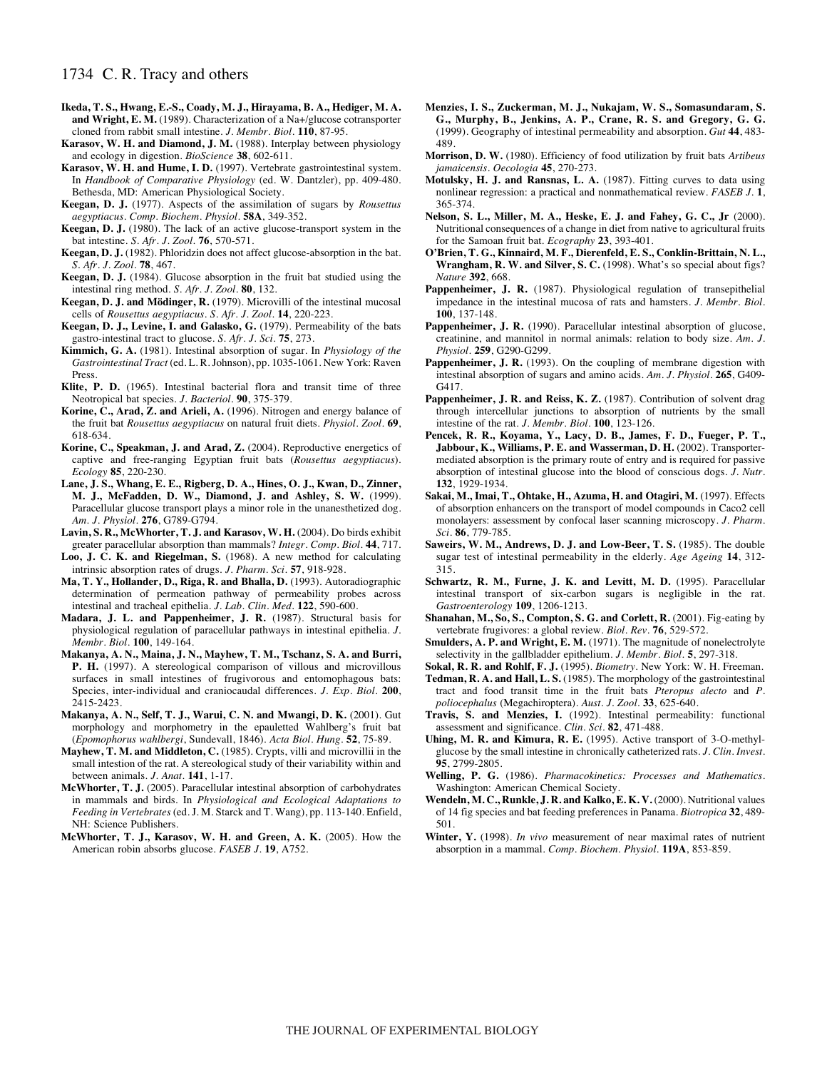**Ikeda, T. S., Hwang, E.-S., Coady, M. J., Hirayama, B. A., Hediger, M. A. and Wright, E. M.** (1989). Characterization of a Na+/glucose cotransporter cloned from rabbit small intestine. *J. Membr. Biol.* **110**, 87-95.

**Karasov, W. H. and Diamond, J. M.** (1988). Interplay between physiology and ecology in digestion. *BioScience* **38**, 602-611.

**Karasov, W. H. and Hume, I. D.** (1997). Vertebrate gastrointestinal system. In *Handbook of Comparative Physiology* (ed. W. Dantzler), pp. 409-480. Bethesda, MD: American Physiological Society.

**Keegan, D. J.** (1977). Aspects of the assimilation of sugars by *Rousettus aegyptiacus*. *Comp. Biochem. Physiol.* **58A**, 349-352.

**Keegan, D. J.** (1980). The lack of an active glucose-transport system in the bat intestine. *S. Afr. J. Zool.* **76**, 570-571.

**Keegan, D. J.** (1982). Phloridzin does not affect glucose-absorption in the bat. *S. Afr. J. Zool.* **78**, 467.

**Keegan, D. J.** (1984). Glucose absorption in the fruit bat studied using the intestinal ring method. *S. Afr. J. Zool.* **80**, 132.

**Keegan, D. J. and Mödinger, R.** (1979). Microvilli of the intestinal mucosal cells of *Rousettus aegyptiacus*. *S. Afr. J. Zool.* **14**, 220-223.

**Keegan, D. J., Levine, I. and Galasko, G.** (1979). Permeability of the bats gastro-intestinal tract to glucose. *S. Afr. J. Sci.* **75**, 273.

**Kimmich, G. A.** (1981). Intestinal absorption of sugar. In *Physiology of the Gastrointestinal Tract* (ed. L. R. Johnson), pp. 1035-1061. New York: Raven Press.

**Klite, P. D.** (1965). Intestinal bacterial flora and transit time of three Neotropical bat species. *J. Bacteriol.* **90**, 375-379.

**Korine, C., Arad, Z. and Arieli, A.** (1996). Nitrogen and energy balance of the fruit bat *Rousettus aegyptiacus* on natural fruit diets. *Physiol. Zool.* **69**, 618-634.

**Korine, C., Speakman, J. and Arad, Z.** (2004). Reproductive energetics of captive and free-ranging Egyptian fruit bats (*Rousettus aegyptiacus*). *Ecology* **85**, 220-230.

**Lane, J. S., Whang, E. E., Rigberg, D. A., Hines, O. J., Kwan, D., Zinner, M. J., McFadden, D. W., Diamond, J. and Ashley, S. W.** (1999). Paracellular glucose transport plays a minor role in the unanesthetized dog. *Am. J. Physiol.* **276**, G789-G794.

**Lavin, S. R., McWhorter, T. J. and Karasov, W. H.** (2004). Do birds exhibit greater paracellular absorption than mammals? *Integr. Comp. Biol.* **44**, 717.

**Loo, J. C. K. and Riegelman, S.** (1968). A new method for calculating intrinsic absorption rates of drugs. *J. Pharm. Sci.* **57**, 918-928.

**Ma, T. Y., Hollander, D., Riga, R. and Bhalla, D.** (1993). Autoradiographic determination of permeation pathway of permeability probes across intestinal and tracheal epithelia. *J. Lab. Clin. Med.* **122**, 590-600.

**Madara, J. L. and Pappenheimer, J. R.** (1987). Structural basis for physiological regulation of paracellular pathways in intestinal epithelia. *J. Membr. Biol.* **100**, 149-164.

**Makanya, A. N., Maina, J. N., Mayhew, T. M., Tschanz, S. A. and Burri, P. H.** (1997). A stereological comparison of villous and microvillous surfaces in small intestines of frugivorous and entomophagous bats: Species, inter-individual and craniocaudal differences. *J. Exp. Biol.* **200**, 2415-2423.

**Makanya, A. N., Self, T. J., Warui, C. N. and Mwangi, D. K.** (2001). Gut morphology and morphometry in the epauletted Wahlberg's fruit bat (*Epomophorus wahlbergi*, Sundevall, 1846). *Acta Biol. Hung.* **52**, 75-89.

**Mayhew, T. M. and Middleton, C.** (1985). Crypts, villi and microvillii in the small intestion of the rat. A stereological study of their variability within and between animals. *J. Anat.* **141**, 1-17.

**McWhorter, T. J.** (2005). Paracellular intestinal absorption of carbohydrates in mammals and birds. In *Physiological and Ecological Adaptations to Feeding in Vertebrates* (ed. J. M. Starck and T. Wang), pp. 113-140. Enfield, NH: Science Publishers.

**McWhorter, T. J., Karasov, W. H. and Green, A. K.** (2005). How the American robin absorbs glucose. *FASEB J.* **19**, A752.

**Menzies, I. S., Zuckerman, M. J., Nukajam, W. S., Somasundaram, S. G., Murphy, B., Jenkins, A. P., Crane, R. S. and Gregory, G. G.** (1999). Geography of intestinal permeability and absorption. *Gut* **44**, 483-489.

**Morrison, D. W.** (1980). Efficiency of food utilization by fruit bats *Artibeus jamaicensis*. *Oecologia* **45**, 270-273.

**Motulsky, H. J. and Ransnas, L. A.** (1987). Fitting curves to data using nonlinear regression: a practical and nonmathematical review. *FASEB J.* **1**, 365-374.

**Nelson, S. L., Miller, M. A., Heske, E. J. and Fahey, G. C., Jr** (2000). Nutritional consequences of a change in diet from native to agricultural fruits for the Samoan fruit bat. *Ecography* **23**, 393-401.

**O'Brien, T. G., Kinnaird, M. F., Dierenfeld, E. S., Conklin-Brittain, N. L., Wrangham, R. W. and Silver, S. C.** (1998). What's so special about figs? *Nature* **392**, 668.

**Pappenheimer, J. R.** (1987). Physiological regulation of transepithelial impedance in the intestinal mucosa of rats and hamsters. *J. Membr. Biol.* **100**, 137-148.

**Pappenheimer, J. R.** (1990). Paracellular intestinal absorption of glucose, creatinine, and mannitol in normal animals: relation to body size. *Am. J. Physiol.* **259**, G290-G299.

**Pappenheimer, J. R.** (1993). On the coupling of membrane digestion with intestinal absorption of sugars and amino acids. *Am. J. Physiol.* **265**, G409-G417.

**Pappenheimer, J. R. and Reiss, K. Z.** (1987). Contribution of solvent drag through intercellular junctions to absorption of nutrients by the small intestine of the rat. *J. Membr. Biol.* **100**, 123-126.

**Pencek, R. R., Koyama, Y., Lacy, D. B., James, F. D., Fueger, P. T., Jabbour, K., Williams, P. E. and Wasserman, D. H.** (2002). Transporter-mediated absorption is the primary route of entry and is required for passive absorption of intestinal glucose into the blood of conscious dogs. *J. Nutr.* **132**, 1929-1934.

**Sakai, M., Imai, T., Ohtake, H., Azuma, H. and Otagiri, M.** (1997). Effects of absorption enhancers on the transport of model compounds in Caco2 cell monolayers: assessment by confocal laser scanning microscopy. *J. Pharm. Sci.* **86**, 779-785.

**Saweirs, W. M., Andrews, D. J. and Low-Beer, T. S.** (1985). The double sugar test of intestinal permeability in the elderly. *Age Ageing* **14**, 312-315.

**Schwartz, R. M., Furne, J. K. and Levitt, M. D.** (1995). Paracellular intestinal transport of six-carbon sugars is negligible in the rat. *Gastroenterology* **109**, 1206-1213.

**Shanahan, M., So, S., Compton, S. G. and Corlett, R.** (2001). Fig-eating by vertebrate frugivores: a global review. *Biol. Rev.* **76**, 529-572.

**Smulders, A. P. and Wright, E. M.** (1971). The magnitude of nonelectrolyte selectivity in the gallbladder epithelium. *J. Membr. Biol.* **5**, 297-318.

**Sokal, R. R. and Rohlf, F. J.** (1995). *Biometry*. New York: W. H. Freeman.

**Tedman, R. A. and Hall, L. S.** (1985). The morphology of the gastrointestinal tract and food transit time in the fruit bats *Pteropus alecto* and *P. poliocephalus* (Megachiroptera). *Aust. J. Zool.* **33**, 625-640.

**Travis, S. and Menzies, I.** (1992). Intestinal permeability: functional assessment and significance. *Clin. Sci.* **82**, 471-488.

**Uhing, M. R. and Kimura, R. E.** (1995). Active transport of 3-O-methyl-glucose by the small intestine in chronically catheterized rats. *J. Clin. Invest.* **95**, 2799-2805.

**Welling, P. G.** (1986). *Pharmacokinetics: Processes and Mathematics*. Washington: American Chemical Society.

**Wendeln, M. C., Runkle, J. R. and Kalko, E. K. V.** (2000). Nutritional values of 14 fig species and bat feeding preferences in Panama. *Biotropica* **32**, 489-501.

**Winter, Y.** (1998). *In vivo* measurement of near maximal rates of nutrient absorption in a mammal. *Comp. Biochem. Physiol.* **119A**, 853-859.